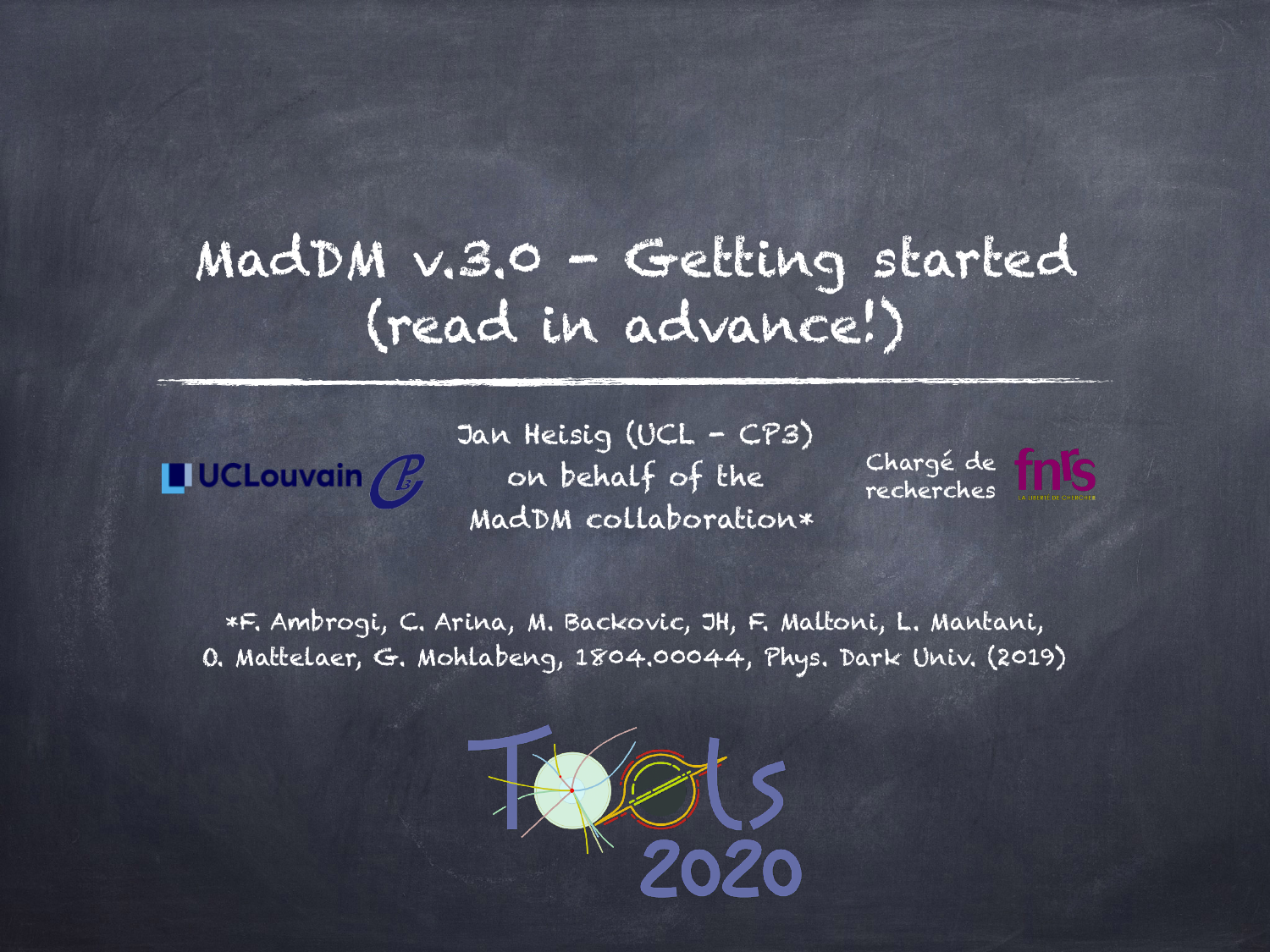# MadDM v.3.0 - Getting started (read in advance!)

UCLouvain

Jan Heisig (UCL - CP3)
on behalf of the
MadDM collaboration*

Chargé de recherches

fnrs

*F. Ambrogi, C. Arina, M. Backovic, JH, F. Maltoni, L. Mantani, O. Mattelaer, G. Mohlabeng, 1804.00044, Phys. Dark Univ. (2019)

Tools 2020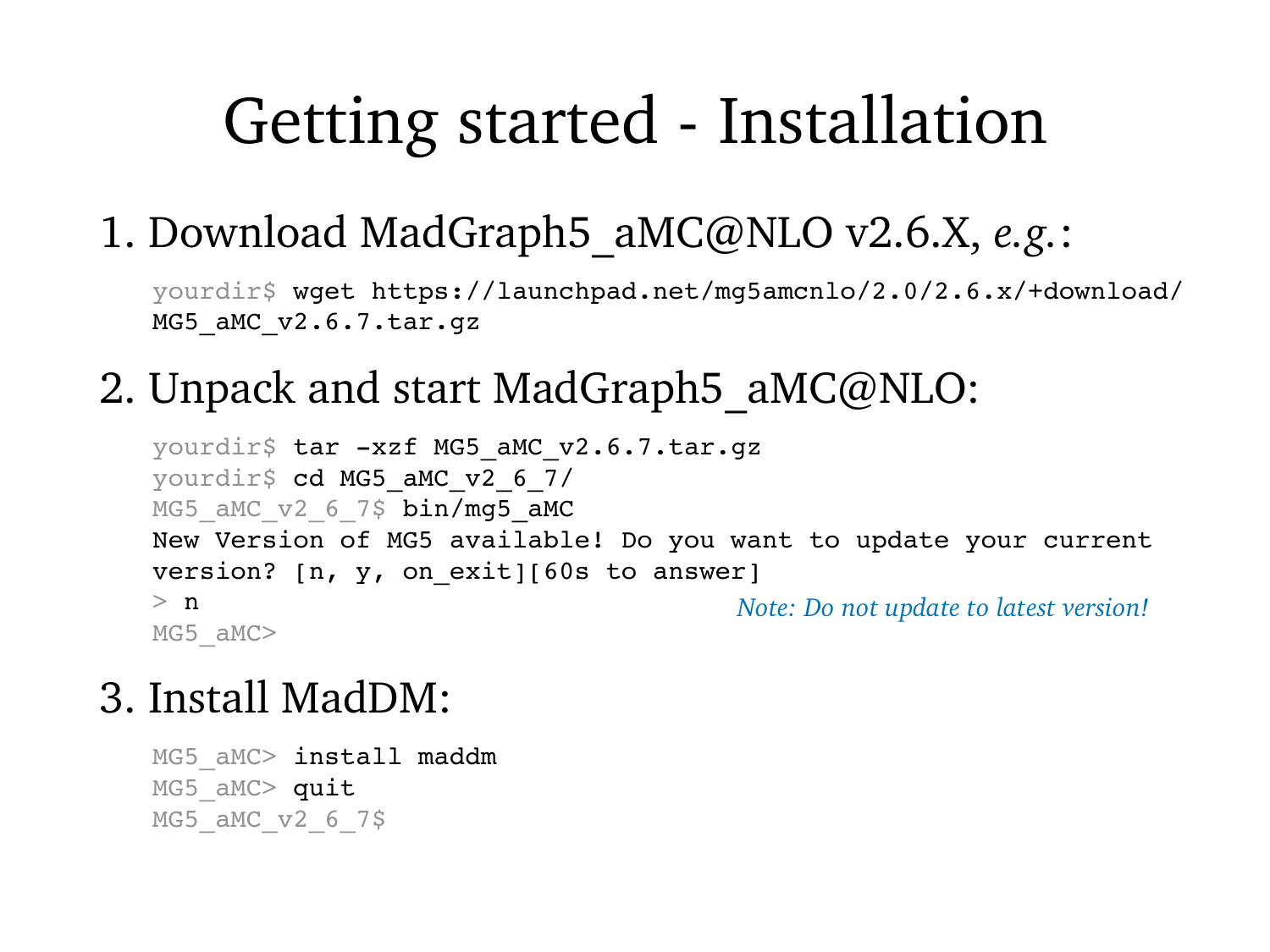# Getting started - Installation

1. Download MadGraph5_aMC@NLO v2.6.X, *e.g.*:

```
yourdir$ wget https://launchpad.net/mg5amcnlo/2.0/2.6.x/+download/
MG5_aMC_v2.6.7.tar.gz
```

2. Unpack and start MadGraph5_aMC@NLO:

```
yourdir$ tar -xzf MG5_aMC_v2.6.7.tar.gz
yourdir$ cd MG5_aMC_v2_6_7/
MG5_aMC_v2_6_7$ bin/mg5_aMC
New Version of MG5 available! Do you want to update your current
version? [n, y, on_exit][60s to answer]
> n
MG5_aMC>
```

*Note: Do not update to latest version!*

3. Install MadDM:

```
MG5_aMC> install maddm
MG5_aMC> quit
MG5_aMC_v2_6_7$
```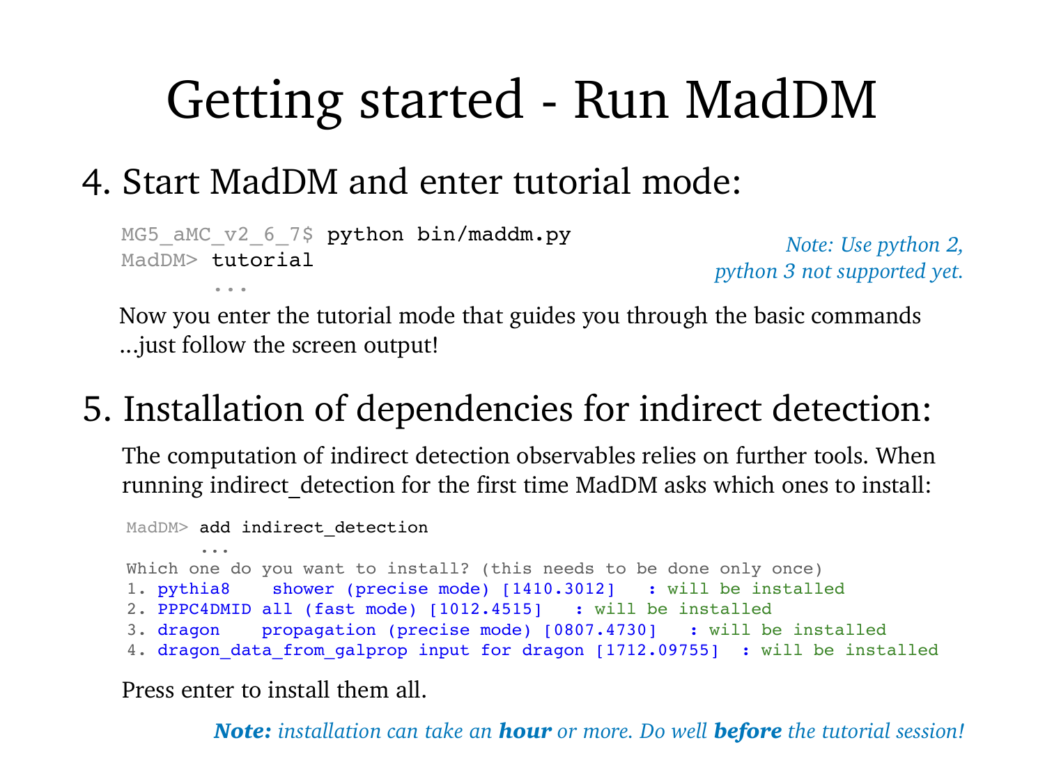# Getting started - Run MadDM

## 4. Start MadDM and enter tutorial mode:

```
MG5_aMC_v2_6_7$ python bin/maddm.py
MadDM> tutorial
       ...
```

*Note: Use python 2, python 3 not supported yet.*

Now you enter the tutorial mode that guides you through the basic commands …just follow the screen output!

## 5. Installation of dependencies for indirect detection:

The computation of indirect detection observables relies on further tools. When running indirect_detection for the first time MadDM asks which ones to install:

```
MadDM> add indirect_detection
       ...
Which one do you want to install? (this needs to be done only once)
1. pythia8    shower (precise mode) [1410.3012]   : will be installed
2. PPPC4DMID all (fast mode) [1012.4515]   : will be installed
3. dragon    propagation (precise mode) [0807.4730]   : will be installed
4. dragon_data_from_galprop input for dragon [1712.09755]  : will be installed
```

Press enter to install them all.

***Note:*** *installation can take an* ***hour*** *or more. Do well* ***before*** *the tutorial session!*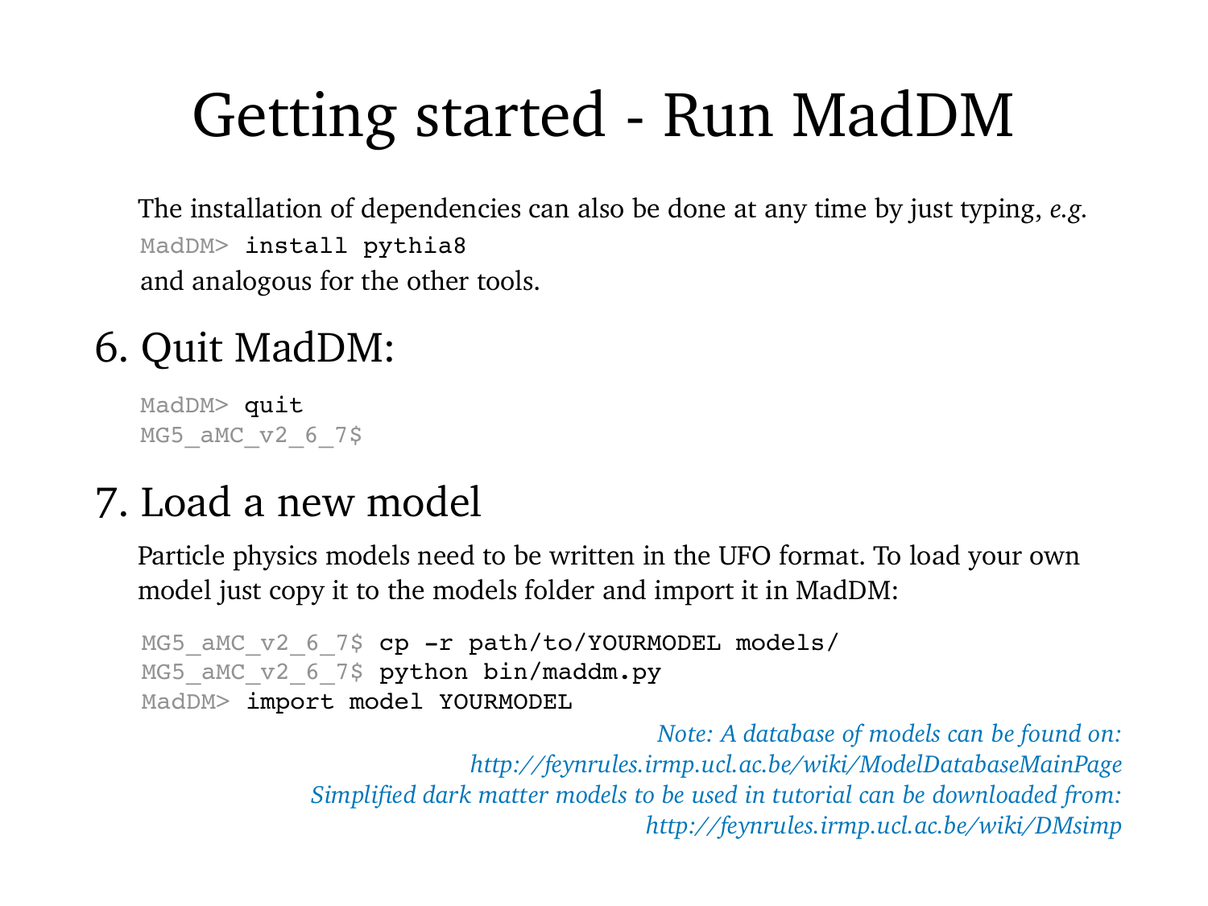# Getting started - Run MadDM

The installation of dependencies can also be done at any time by just typing, *e.g.*

```
MadDM> install pythia8
```

and analogous for the other tools.

## 6. Quit MadDM:

```
MadDM> quit
MG5_aMC_v2_6_7$
```

## 7. Load a new model

Particle physics models need to be written in the UFO format. To load your own model just copy it to the models folder and import it in MadDM:

```
MG5_aMC_v2_6_7$ cp -r path/to/YOURMODEL models/
MG5_aMC_v2_6_7$ python bin/maddm.py
MadDM> import model YOURMODEL
```

*Note: A database of models can be found on:*
*http://feynrules.irmp.ucl.ac.be/wiki/ModelDatabaseMainPage*
*Simplified dark matter models to be used in tutorial can be downloaded from:*
*http://feynrules.irmp.ucl.ac.be/wiki/DMsimp*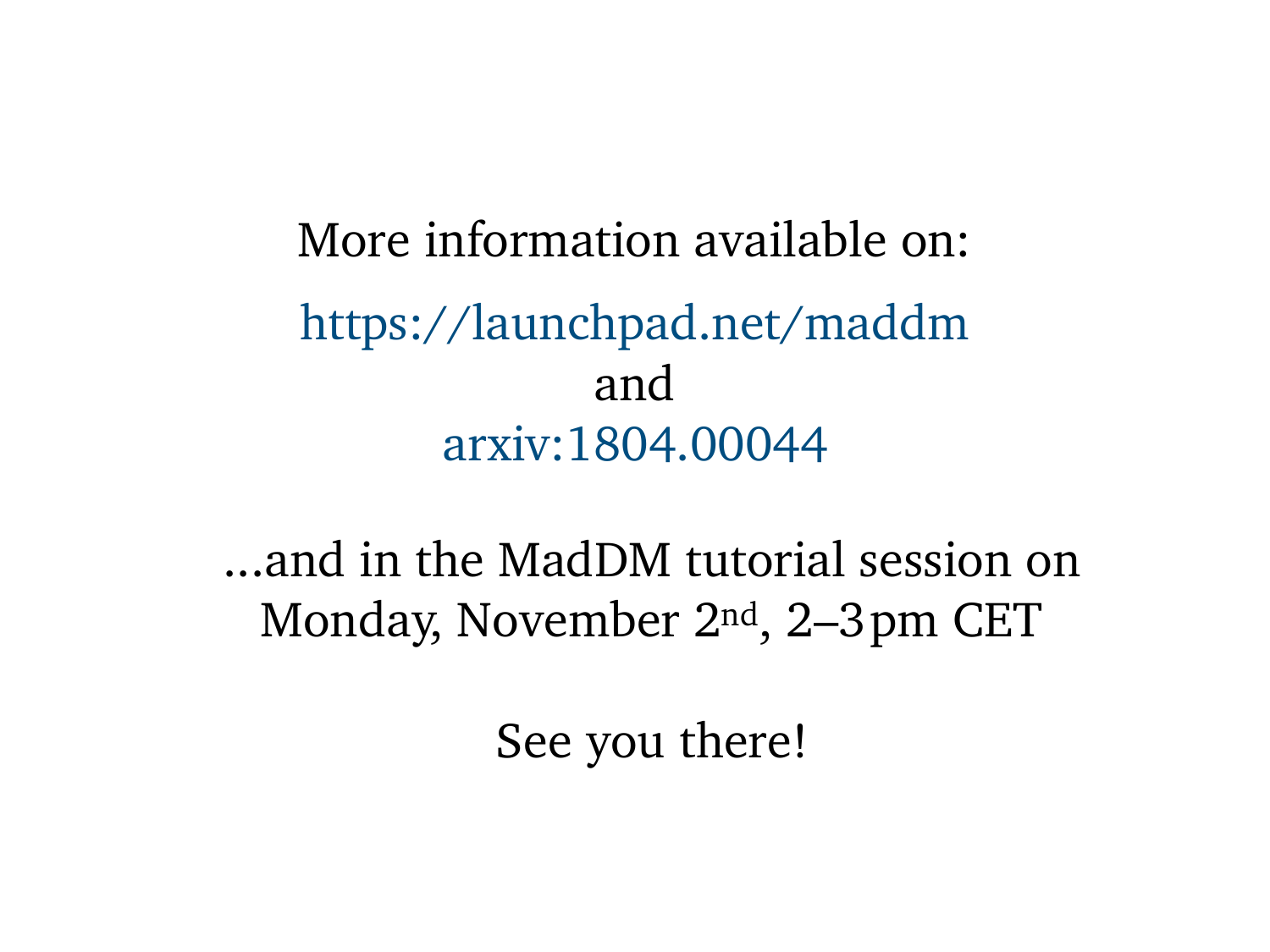More information available on:

https://launchpad.net/maddm

and

arxiv:1804.00044

...and in the MadDM tutorial session on Monday, November 2$^{\text{nd}}$, 2–3 pm CET

See you there!